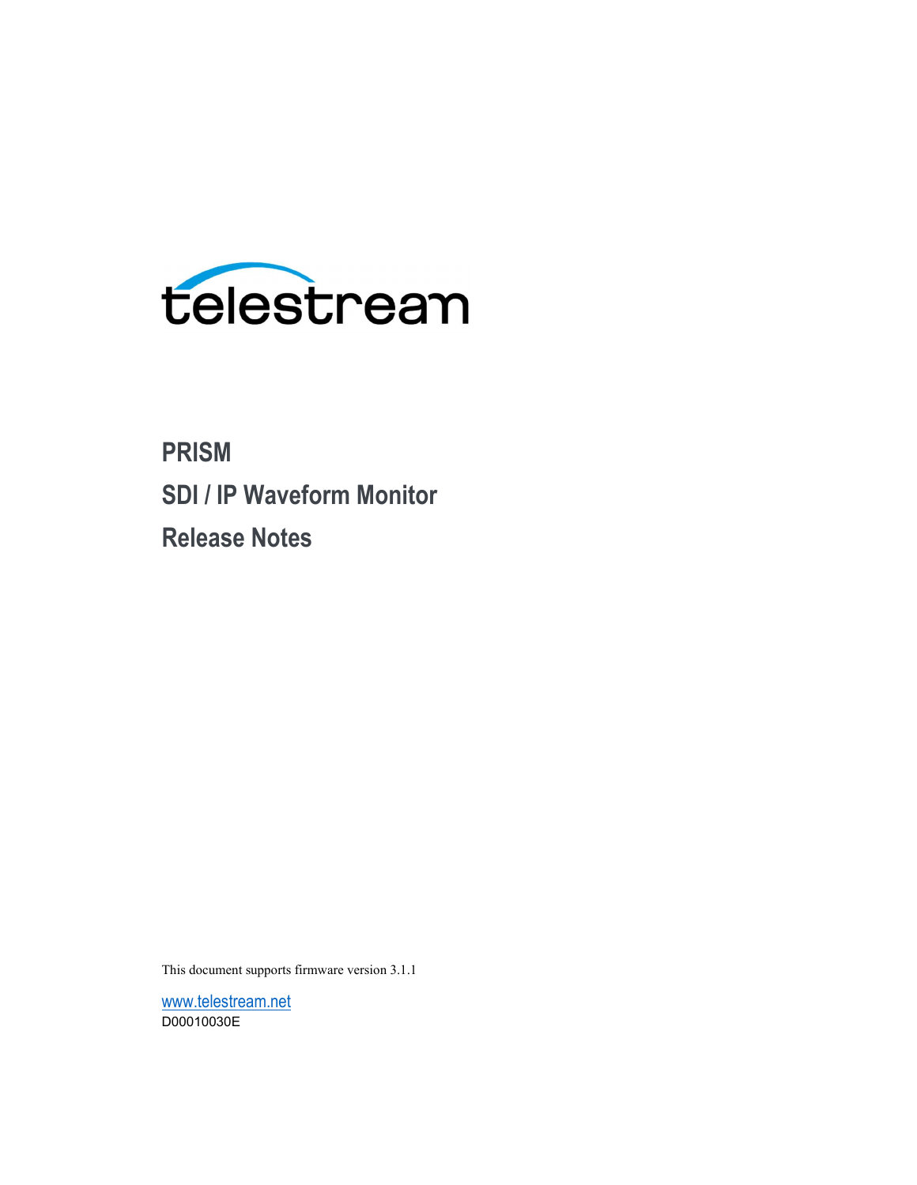telestream

# PRISM

# SDI / IP Waveform Monitor

# Release Notes

This document supports firmware version 3.1.1

www.telestream.net

D00010030E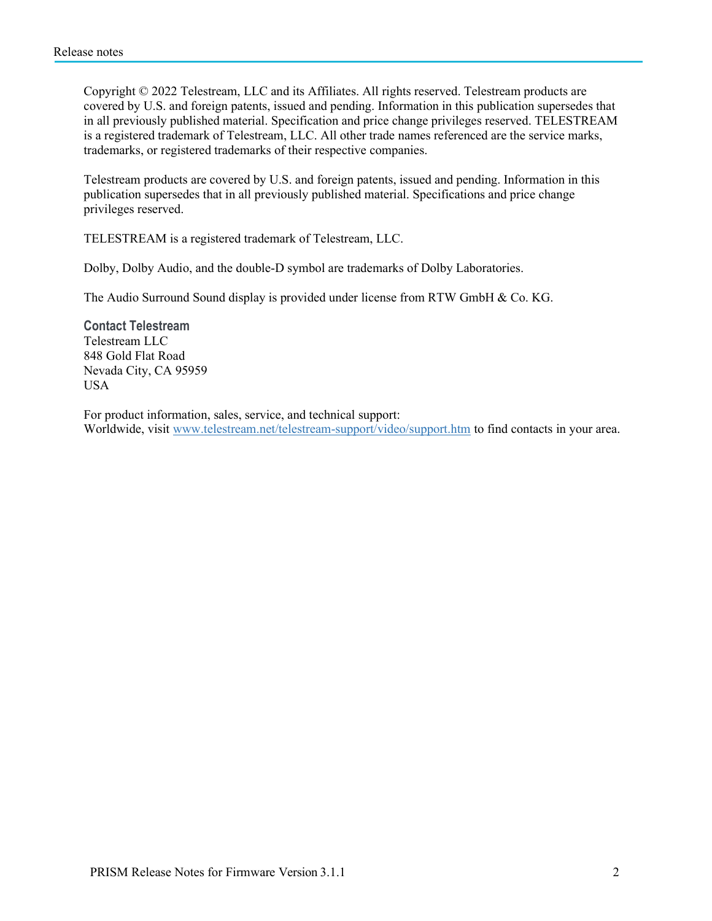Copyright © 2022 Telestream, LLC and its Affiliates. All rights reserved. Telestream products are covered by U.S. and foreign patents, issued and pending. Information in this publication supersedes that in all previously published material. Specification and price change privileges reserved. TELESTREAM is a registered trademark of Telestream, LLC. All other trade names referenced are the service marks, trademarks, or registered trademarks of their respective companies.

Telestream products are covered by U.S. and foreign patents, issued and pending. Information in this publication supersedes that in all previously published material. Specifications and price change privileges reserved.

TELESTREAM is a registered trademark of Telestream, LLC.

Dolby, Dolby Audio, and the double-D symbol are trademarks of Dolby Laboratories.

The Audio Surround Sound display is provided under license from RTW GmbH & Co. KG.

**Contact Telestream**
Telestream LLC
848 Gold Flat Road
Nevada City, CA 95959
USA

For product information, sales, service, and technical support:
Worldwide, visit [www.telestream.net/telestream-support/video/support.htm](www.telestream.net/telestream-support/video/support.htm) to find contacts in your area.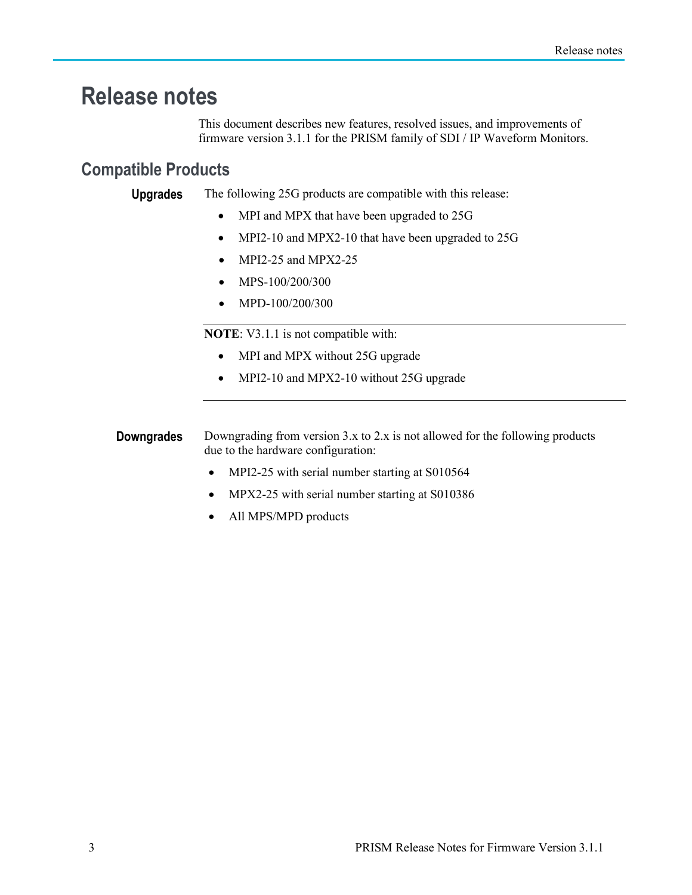# Release notes

This document describes new features, resolved issues, and improvements of firmware version 3.1.1 for the PRISM family of SDI / IP Waveform Monitors.

## Compatible Products

### Upgrades

The following 25G products are compatible with this release:

- MPI and MPX that have been upgraded to 25G
- MPI2-10 and MPX2-10 that have been upgraded to 25G
- MPI2-25 and MPX2-25
- MPS-100/200/300
- MPD-100/200/300

---

**NOTE**: V3.1.1 is not compatible with:

- MPI and MPX without 25G upgrade
- MPI2-10 and MPX2-10 without 25G upgrade

---

### Downgrades

Downgrading from version 3.x to 2.x is not allowed for the following products due to the hardware configuration:

- MPI2-25 with serial number starting at S010564
- MPX2-25 with serial number starting at S010386
- All MPS/MPD products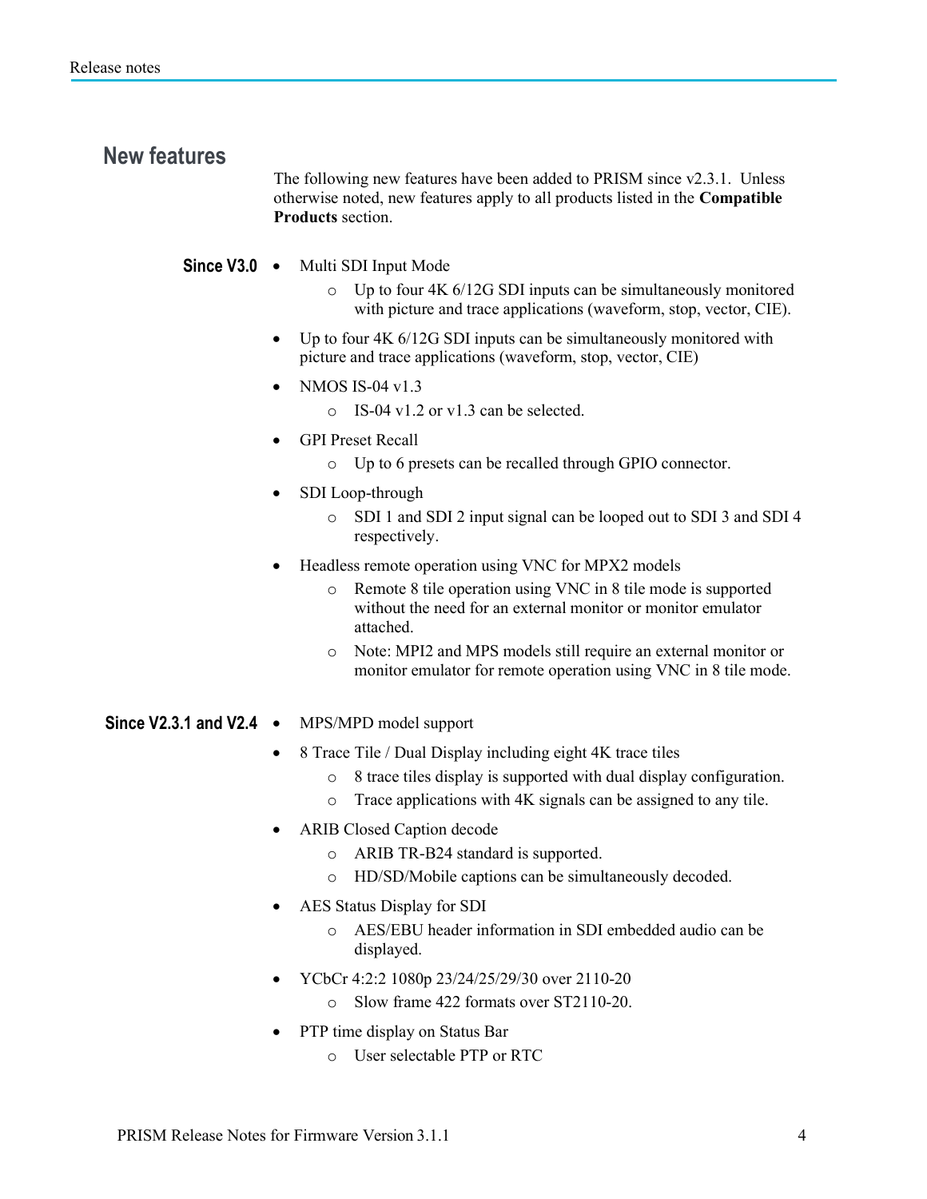## New features

The following new features have been added to PRISM since v2.3.1. Unless otherwise noted, new features apply to all products listed in the **Compatible Products** section.

### Since V3.0

- Multi SDI Input Mode
  - Up to four 4K 6/12G SDI inputs can be simultaneously monitored with picture and trace applications (waveform, stop, vector, CIE).
- Up to four 4K 6/12G SDI inputs can be simultaneously monitored with picture and trace applications (waveform, stop, vector, CIE)
- NMOS IS-04 v1.3
  - IS-04 v1.2 or v1.3 can be selected.
- GPI Preset Recall
  - Up to 6 presets can be recalled through GPIO connector.
- SDI Loop-through
  - SDI 1 and SDI 2 input signal can be looped out to SDI 3 and SDI 4 respectively.
- Headless remote operation using VNC for MPX2 models
  - Remote 8 tile operation using VNC in 8 tile mode is supported without the need for an external monitor or monitor emulator attached.
  - Note: MPI2 and MPS models still require an external monitor or monitor emulator for remote operation using VNC in 8 tile mode.

### Since V2.3.1 and V2.4

- MPS/MPD model support
- 8 Trace Tile / Dual Display including eight 4K trace tiles
  - 8 trace tiles display is supported with dual display configuration.
  - Trace applications with 4K signals can be assigned to any tile.
- ARIB Closed Caption decode
  - ARIB TR-B24 standard is supported.
  - HD/SD/Mobile captions can be simultaneously decoded.
- AES Status Display for SDI
  - AES/EBU header information in SDI embedded audio can be displayed.
- YCbCr 4:2:2 1080p 23/24/25/29/30 over 2110-20
  - Slow frame 422 formats over ST2110-20.
- PTP time display on Status Bar
  - User selectable PTP or RTC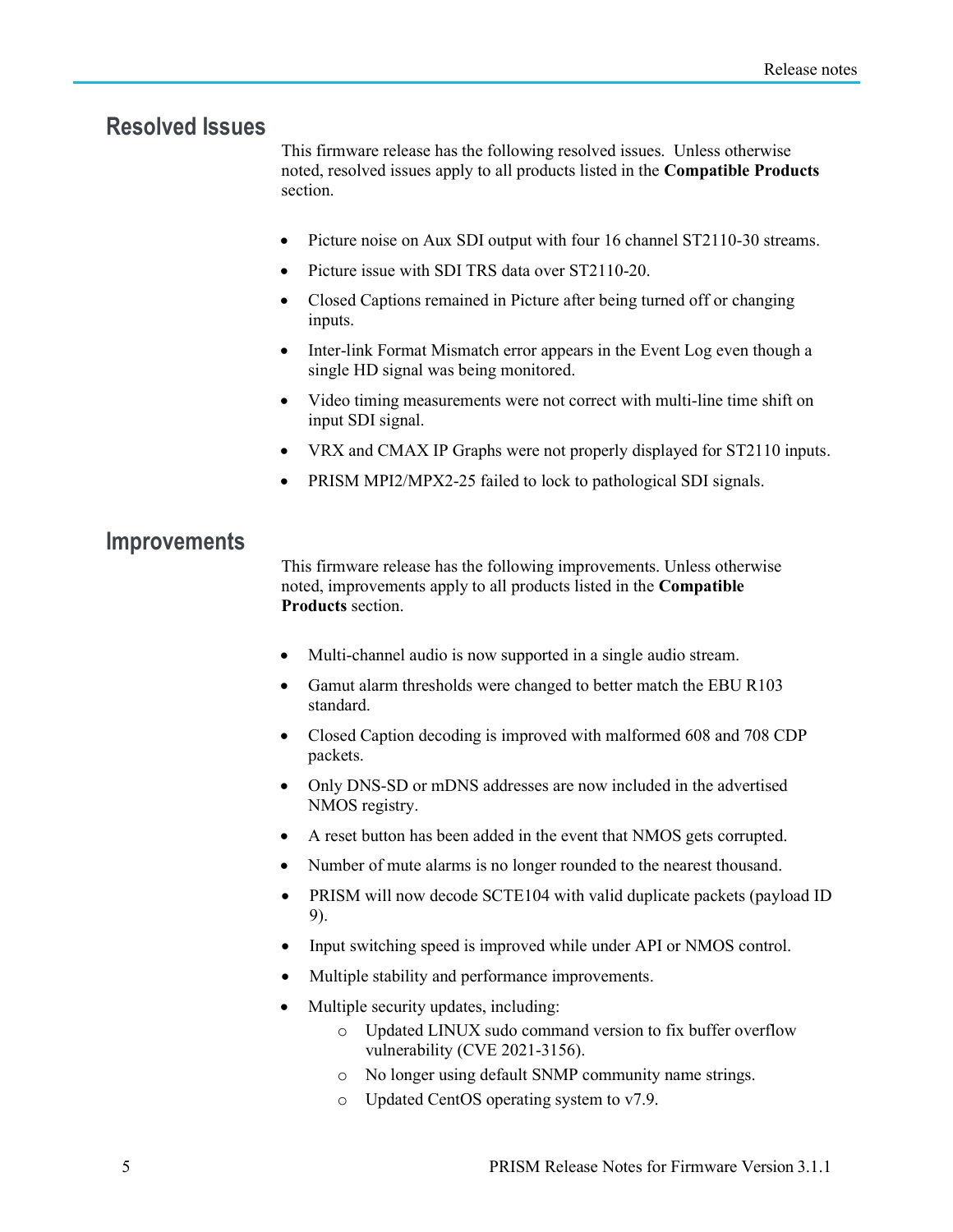## Resolved Issues

This firmware release has the following resolved issues. Unless otherwise noted, resolved issues apply to all products listed in the **Compatible Products** section.

- Picture noise on Aux SDI output with four 16 channel ST2110-30 streams.
- Picture issue with SDI TRS data over ST2110-20.
- Closed Captions remained in Picture after being turned off or changing inputs.
- Inter-link Format Mismatch error appears in the Event Log even though a single HD signal was being monitored.
- Video timing measurements were not correct with multi-line time shift on input SDI signal.
- VRX and CMAX IP Graphs were not properly displayed for ST2110 inputs.
- PRISM MPI2/MPX2-25 failed to lock to pathological SDI signals.

## Improvements

This firmware release has the following improvements. Unless otherwise noted, improvements apply to all products listed in the **Compatible Products** section.

- Multi-channel audio is now supported in a single audio stream.
- Gamut alarm thresholds were changed to better match the EBU R103 standard.
- Closed Caption decoding is improved with malformed 608 and 708 CDP packets.
- Only DNS-SD or mDNS addresses are now included in the advertised NMOS registry.
- A reset button has been added in the event that NMOS gets corrupted.
- Number of mute alarms is no longer rounded to the nearest thousand.
- PRISM will now decode SCTE104 with valid duplicate packets (payload ID 9).
- Input switching speed is improved while under API or NMOS control.
- Multiple stability and performance improvements.
- Multiple security updates, including:
  - Updated LINUX sudo command version to fix buffer overflow vulnerability (CVE 2021-3156).
  - No longer using default SNMP community name strings.
  - Updated CentOS operating system to v7.9.